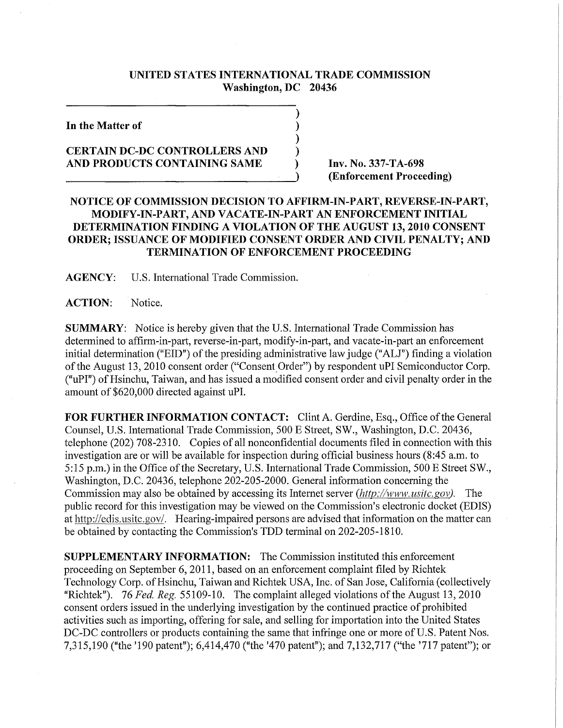**UNITED STATES INTERNATIONAL TRADE COMMISSION**
**Washington, DC 20436**

**In the Matter of**

**CERTAIN DC-DC CONTROLLERS AND AND PRODUCTS CONTAINING SAME**

**Inv. No. 337-TA-698**
**(Enforcement Proceeding)**

## NOTICE OF COMMISSION DECISION TO AFFIRM-IN-PART, REVERSE-IN-PART, MODIFY-IN-PART, AND VACATE-IN-PART AN ENFORCEMENT INITIAL DETERMINATION FINDING A VIOLATION OF THE AUGUST 13, 2010 CONSENT ORDER; ISSUANCE OF MODIFIED CONSENT ORDER AND CIVIL PENALTY; AND TERMINATION OF ENFORCEMENT PROCEEDING

**AGENCY:** U.S. International Trade Commission.

**ACTION:** Notice.

**SUMMARY:** Notice is hereby given that the U.S. International Trade Commission has determined to affirm-in-part, reverse-in-part, modify-in-part, and vacate-in-part an enforcement initial determination ("EID") of the presiding administrative law judge ("ALJ") finding a violation of the August 13, 2010 consent order ("Consent Order") by respondent uPI Semiconductor Corp. ("uPI") of Hsinchu, Taiwan, and has issued a modified consent order and civil penalty order in the amount of $620,000 directed against uPI.

**FOR FURTHER INFORMATION CONTACT:** Clint A. Gerdine, Esq., Office of the General Counsel, U.S. International Trade Commission, 500 E Street, SW., Washington, D.C. 20436, telephone (202) 708-2310. Copies of all nonconfidential documents filed in connection with this investigation are or will be available for inspection during official business hours (8:45 a.m. to 5:15 p.m.) in the Office of the Secretary, U.S. International Trade Commission, 500 E Street SW., Washington, D.C. 20436, telephone 202-205-2000. General information concerning the Commission may also be obtained by accessing its Internet server (*http://www.usitc.gov*). The public record for this investigation may be viewed on the Commission's electronic docket (EDIS) at http://edis.usitc.gov/. Hearing-impaired persons are advised that information on the matter can be obtained by contacting the Commission's TDD terminal on 202-205-1810.

**SUPPLEMENTARY INFORMATION:** The Commission instituted this enforcement proceeding on September 6, 2011, based on an enforcement complaint filed by Richtek Technology Corp. of Hsinchu, Taiwan and Richtek USA, Inc. of San Jose, California (collectively "Richtek"). 76 *Fed. Reg.* 55109-10. The complaint alleged violations of the August 13, 2010 consent orders issued in the underlying investigation by the continued practice of prohibited activities such as importing, offering for sale, and selling for importation into the United States DC-DC controllers or products containing the same that infringe one or more of U.S. Patent Nos. 7,315,190 ("the '190 patent"); 6,414,470 ("the '470 patent"); and 7,132,717 ("the '717 patent"); or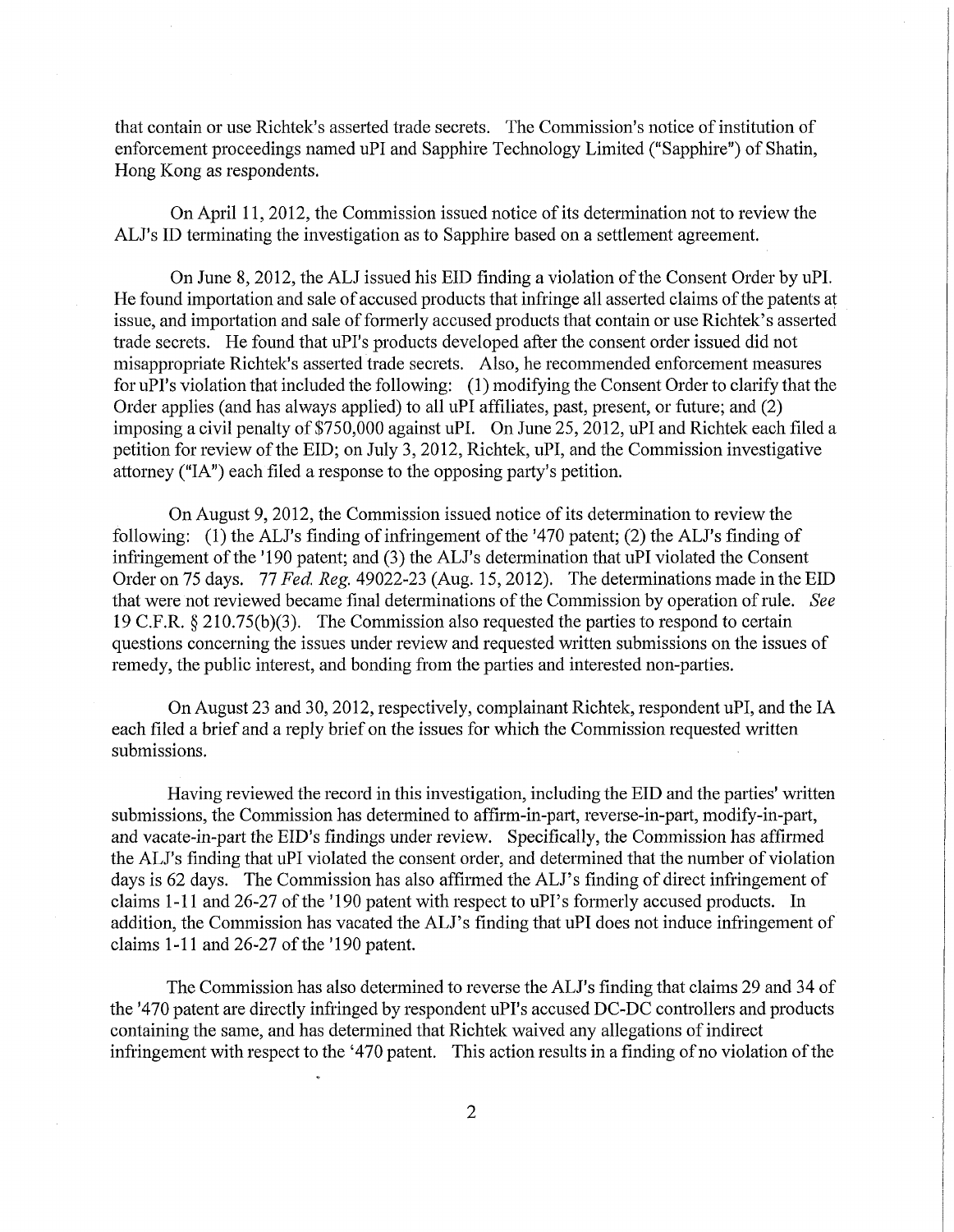that contain or use Richtek's asserted trade secrets. The Commission's notice of institution of enforcement proceedings named uPI and Sapphire Technology Limited ("Sapphire") of Shatin, Hong Kong as respondents.

On April 11, 2012, the Commission issued notice of its determination not to review the ALJ's ID terminating the investigation as to Sapphire based on a settlement agreement.

On June 8, 2012, the ALJ issued his EID finding a violation of the Consent Order by uPI. He found importation and sale of accused products that infringe all asserted claims of the patents at issue, and importation and sale of formerly accused products that contain or use Richtek's asserted trade secrets. He found that uPI's products developed after the consent order issued did not misappropriate Richtek's asserted trade secrets. Also, he recommended enforcement measures for uPI's violation that included the following: (1) modifying the Consent Order to clarify that the Order applies (and has always applied) to all uPI affiliates, past, present, or future; and (2) imposing a civil penalty of $750,000 against uPI. On June 25, 2012, uPI and Richtek each filed a petition for review of the EID; on July 3, 2012, Richtek, uPI, and the Commission investigative attorney ("IA") each filed a response to the opposing party's petition.

On August 9, 2012, the Commission issued notice of its determination to review the following: (1) the ALJ's finding of infringement of the '470 patent; (2) the ALJ's finding of infringement of the '190 patent; and (3) the ALJ's determination that uPI violated the Consent Order on 75 days. *77 Fed. Reg.* 49022-23 (Aug. 15, 2012). The determinations made in the EID that were not reviewed became final determinations of the Commission by operation of rule. *See* 19 C.F.R. § 210.75(b)(3). The Commission also requested the parties to respond to certain questions concerning the issues under review and requested written submissions on the issues of remedy, the public interest, and bonding from the parties and interested non-parties.

On August 23 and 30, 2012, respectively, complainant Richtek, respondent uPI, and the IA each filed a brief and a reply brief on the issues for which the Commission requested written submissions.

Having reviewed the record in this investigation, including the EID and the parties' written submissions, the Commission has determined to affirm-in-part, reverse-in-part, modify-in-part, and vacate-in-part the EID's findings under review. Specifically, the Commission has affirmed the ALJ's finding that uPI violated the consent order, and determined that the number of violation days is 62 days. The Commission has also affirmed the ALJ's finding of direct infringement of claims 1-11 and 26-27 of the '190 patent with respect to uPI's formerly accused products. In addition, the Commission has vacated the ALJ's finding that uPI does not induce infringement of claims 1-11 and 26-27 of the '190 patent.

The Commission has also determined to reverse the ALJ's finding that claims 29 and 34 of the '470 patent are directly infringed by respondent uPI's accused DC-DC controllers and products containing the same, and has determined that Richtek waived any allegations of indirect infringement with respect to the '470 patent. This action results in a finding of no violation of the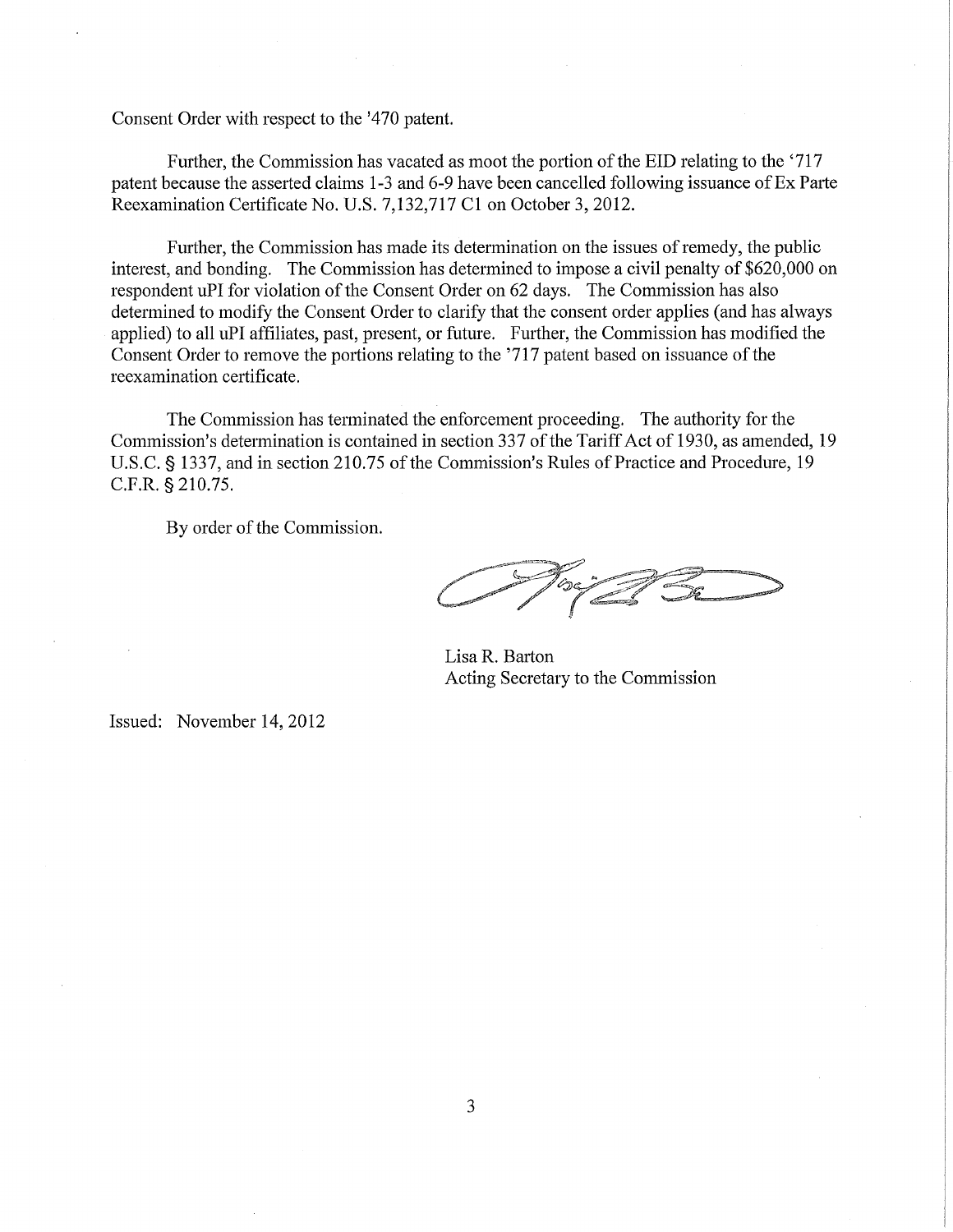Consent Order with respect to the '470 patent.

Further, the Commission has vacated as moot the portion of the EID relating to the '717 patent because the asserted claims 1-3 and 6-9 have been cancelled following issuance of Ex Parte Reexamination Certificate No. U.S. 7,132,717 C1 on October 3, 2012.

Further, the Commission has made its determination on the issues of remedy, the public interest, and bonding. The Commission has determined to impose a civil penalty of $620,000 on respondent uPI for violation of the Consent Order on 62 days. The Commission has also determined to modify the Consent Order to clarify that the consent order applies (and has always applied) to all uPI affiliates, past, present, or future. Further, the Commission has modified the Consent Order to remove the portions relating to the '717 patent based on issuance of the reexamination certificate.

The Commission has terminated the enforcement proceeding. The authority for the Commission's determination is contained in section 337 of the Tariff Act of 1930, as amended, 19 U.S.C. § 1337, and in section 210.75 of the Commission's Rules of Practice and Procedure, 19 C.F.R. § 210.75.

By order of the Commission.

Lisa R. Barton
Acting Secretary to the Commission

Issued: November 14, 2012